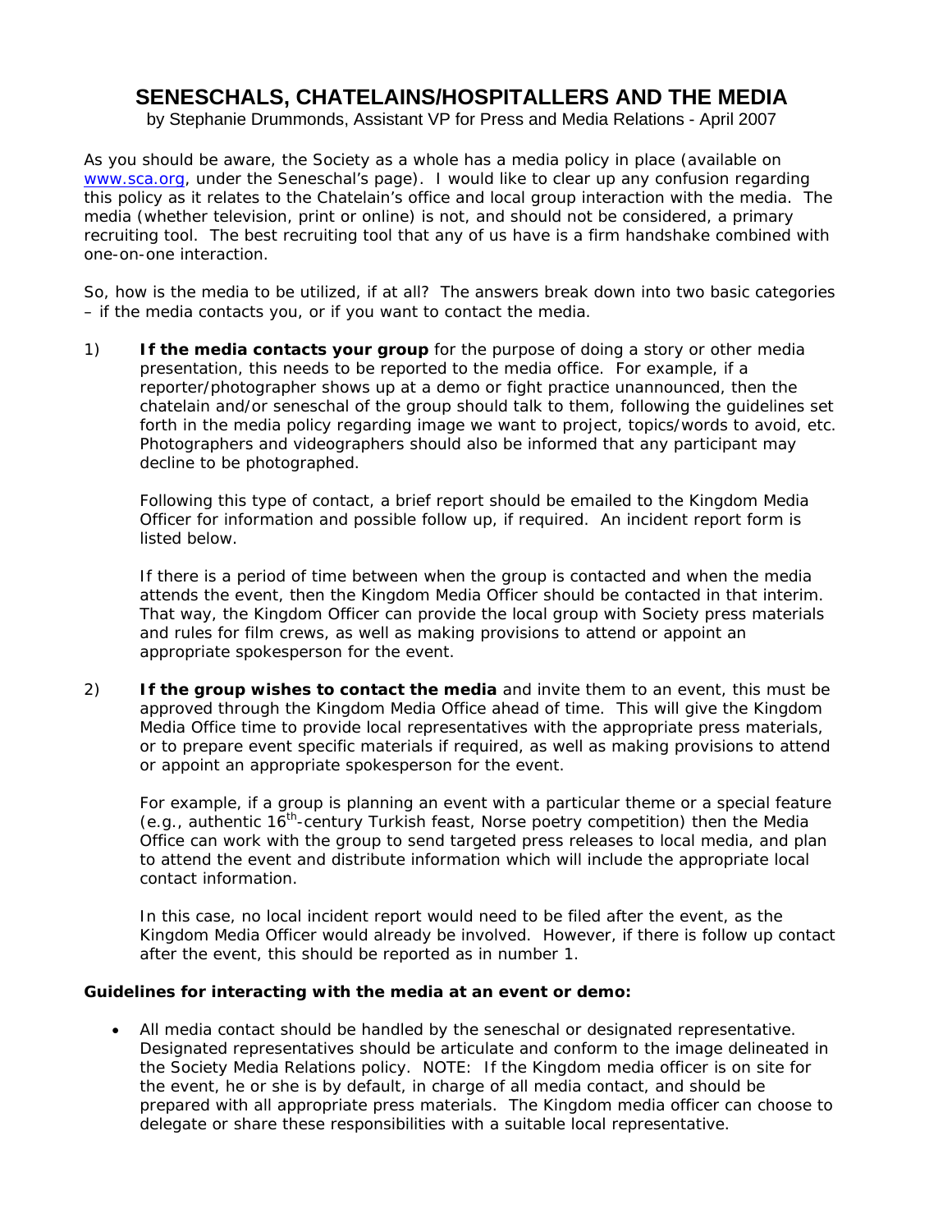# SENESCHALS, CHATELAINS/HOSPITALLERS AND THE MEDIA

by Stephanie Drummonds, Assistant VP for Press and Media Relations - April 2007

As you should be aware, the Society as a whole has a media policy in place (available on [www.sca.org](http://www.sca.org), under the Seneschal's page). I would like to clear up any confusion regarding this policy as it relates to the Chatelain's office and local group interaction with the media. The media (whether television, print or online) is not, and should not be considered, a primary recruiting tool. The best recruiting tool that any of us have is a firm handshake combined with one-on-one interaction.

So, how is the media to be utilized, if at all? The answers break down into two basic categories – if the media contacts you, or if you want to contact the media.

1) **If the media contacts your group** for the purpose of doing a story or other media presentation, this needs to be reported to the media office. For example, if a reporter/photographer shows up at a demo or fight practice unannounced, then the chatelain and/or seneschal of the group should talk to them, following the guidelines set forth in the media policy regarding image we want to project, topics/words to avoid, etc. Photographers and videographers should also be informed that any participant may decline to be photographed.

   Following this type of contact, a brief report should be emailed to the Kingdom Media Officer for information and possible follow up, if required. An incident report form is listed below.

   If there is a period of time between when the group is contacted and when the media attends the event, then the Kingdom Media Officer should be contacted in that interim. That way, the Kingdom Officer can provide the local group with Society press materials and rules for film crews, as well as making provisions to attend or appoint an appropriate spokesperson for the event.

2) **If the group wishes to contact the media** and invite them to an event, this must be approved through the Kingdom Media Office ahead of time. This will give the Kingdom Media Office time to provide local representatives with the appropriate press materials, or to prepare event specific materials if required, as well as making provisions to attend or appoint an appropriate spokesperson for the event.

   For example, if a group is planning an event with a particular theme or a special feature (e.g., authentic 16th-century Turkish feast, Norse poetry competition) then the Media Office can work with the group to send targeted press releases to local media, and plan to attend the event and distribute information which will include the appropriate local contact information.

   In this case, no local incident report would need to be filed after the event, as the Kingdom Media Officer would already be involved. However, if there is follow up contact after the event, this should be reported as in number 1.

**Guidelines for interacting with the media at an event or demo:**

- All media contact should be handled by the seneschal or designated representative. Designated representatives should be articulate and conform to the image delineated in the Society Media Relations policy. NOTE: If the Kingdom media officer is on site for the event, he or she is by default, in charge of all media contact, and should be prepared with all appropriate press materials. The Kingdom media officer can choose to delegate or share these responsibilities with a suitable local representative.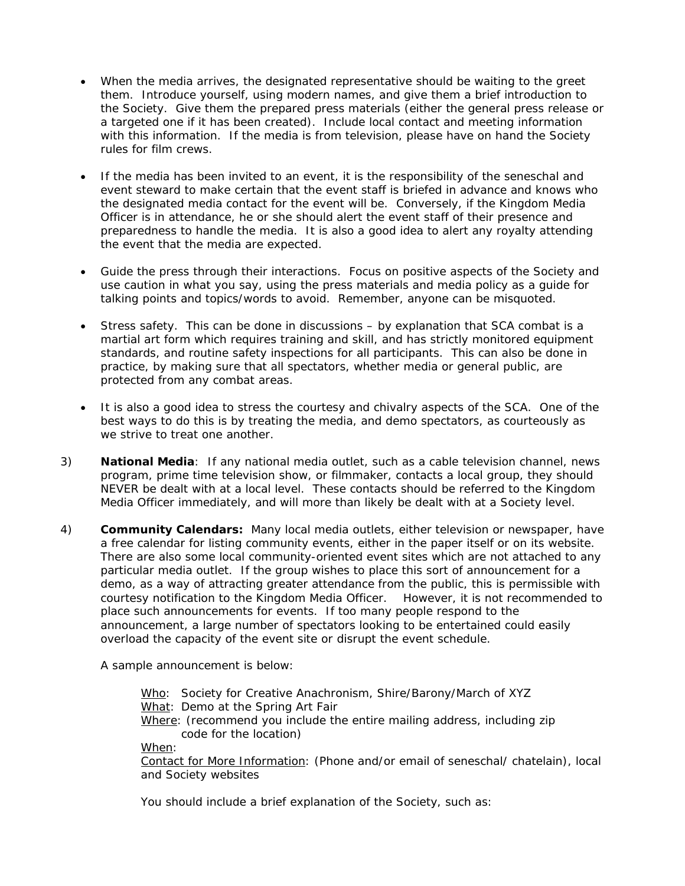- When the media arrives, the designated representative should be waiting to the greet them. Introduce yourself, using modern names, and give them a brief introduction to the Society. Give them the prepared press materials (either the general press release or a targeted one if it has been created). Include local contact and meeting information with this information. If the media is from television, please have on hand the Society rules for film crews.

- If the media has been invited to an event, it is the responsibility of the seneschal and event steward to make certain that the event staff is briefed in advance and knows who the designated media contact for the event will be. Conversely, if the Kingdom Media Officer is in attendance, he or she should alert the event staff of their presence and preparedness to handle the media. It is also a good idea to alert any royalty attending the event that the media are expected.

- Guide the press through their interactions. Focus on positive aspects of the Society and use caution in what you say, using the press materials and media policy as a guide for talking points and topics/words to avoid. Remember, anyone can be misquoted.

- Stress safety. This can be done in discussions – by explanation that SCA combat is a martial art form which requires training and skill, and has strictly monitored equipment standards, and routine safety inspections for all participants. This can also be done in practice, by making sure that all spectators, whether media or general public, are protected from any combat areas.

- It is also a good idea to stress the courtesy and chivalry aspects of the SCA. One of the best ways to do this is by treating the media, and demo spectators, as courteously as we strive to treat one another.

3) **National Media**: If any national media outlet, such as a cable television channel, news program, prime time television show, or filmmaker, contacts a local group, they should NEVER be dealt with at a local level. These contacts should be referred to the Kingdom Media Officer immediately, and will more than likely be dealt with at a Society level.

4) **Community Calendars:** Many local media outlets, either television or newspaper, have a free calendar for listing community events, either in the paper itself or on its website. There are also some local community-oriented event sites which are not attached to any particular media outlet. If the group wishes to place this sort of announcement for a demo, as a way of attracting greater attendance from the public, this is permissible with courtesy notification to the Kingdom Media Officer. However, it is not recommended to place such announcements for events. If too many people respond to the announcement, a large number of spectators looking to be entertained could easily overload the capacity of the event site or disrupt the event schedule.

   A sample announcement is below:

   > Who: Society for Creative Anachronism, Shire/Barony/March of XYZ
   > What: Demo at the Spring Art Fair
   > Where: (recommend you include the entire mailing address, including zip code for the location)
   > When:
   > Contact for More Information: (Phone and/or email of seneschal/ chatelain), local and Society websites

   You should include a brief explanation of the Society, such as: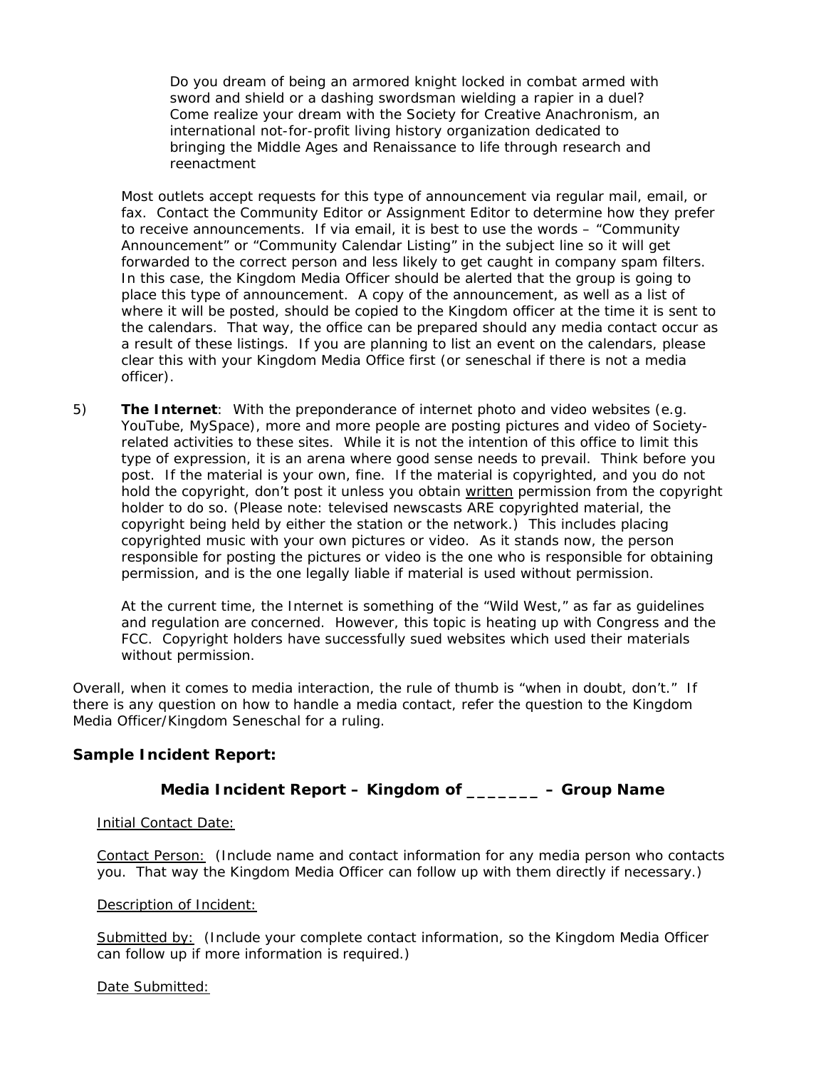> Do you dream of being an armored knight locked in combat armed with sword and shield or a dashing swordsman wielding a rapier in a duel? Come realize your dream with the Society for Creative Anachronism, an international not-for-profit living history organization dedicated to bringing the Middle Ages and Renaissance to life through research and reenactment

Most outlets accept requests for this type of announcement via regular mail, email, or fax. Contact the Community Editor or Assignment Editor to determine how they prefer to receive announcements. If via email, it is best to use the words – "Community Announcement" or "Community Calendar Listing" in the subject line so it will get forwarded to the correct person and less likely to get caught in company spam filters. In this case, the Kingdom Media Officer should be alerted that the group is going to place this type of announcement. A copy of the announcement, as well as a list of where it will be posted, should be copied to the Kingdom officer at the time it is sent to the calendars. That way, the office can be prepared should any media contact occur as a result of these listings. If you are planning to list an event on the calendars, please clear this with your Kingdom Media Office first (or seneschal if there is not a media officer).

5) **The Internet**: With the preponderance of internet photo and video websites (e.g. YouTube, MySpace), more and more people are posting pictures and video of Society-related activities to these sites. While it is not the intention of this office to limit this type of expression, it is an arena where good sense needs to prevail. Think before you post. If the material is your own, fine. If the material is copyrighted, and you do not hold the copyright, don't post it unless you obtain <u>written</u> permission from the copyright holder to do so. (Please note: televised newscasts ARE copyrighted material, the copyright being held by either the station or the network.) This includes placing copyrighted music with your own pictures or video. As it stands now, the person responsible for posting the pictures or video is the one who is responsible for obtaining permission, and is the one legally liable if material is used without permission.

   At the current time, the Internet is something of the "Wild West," as far as guidelines and regulation are concerned. However, this topic is heating up with Congress and the FCC. Copyright holders have successfully sued websites which used their materials without permission.

Overall, when it comes to media interaction, the rule of thumb is "when in doubt, don't." If there is any question on how to handle a media contact, refer the question to the Kingdom Media Officer/Kingdom Seneschal for a ruling.

### Sample Incident Report:

#### Media Incident Report – Kingdom of _______ – Group Name

<u>Initial Contact Date:</u>

<u>Contact Person:</u> (Include name and contact information for any media person who contacts you. That way the Kingdom Media Officer can follow up with them directly if necessary.)

<u>Description of Incident:</u>

<u>Submitted by:</u> (Include your complete contact information, so the Kingdom Media Officer can follow up if more information is required.)

<u>Date Submitted:</u>